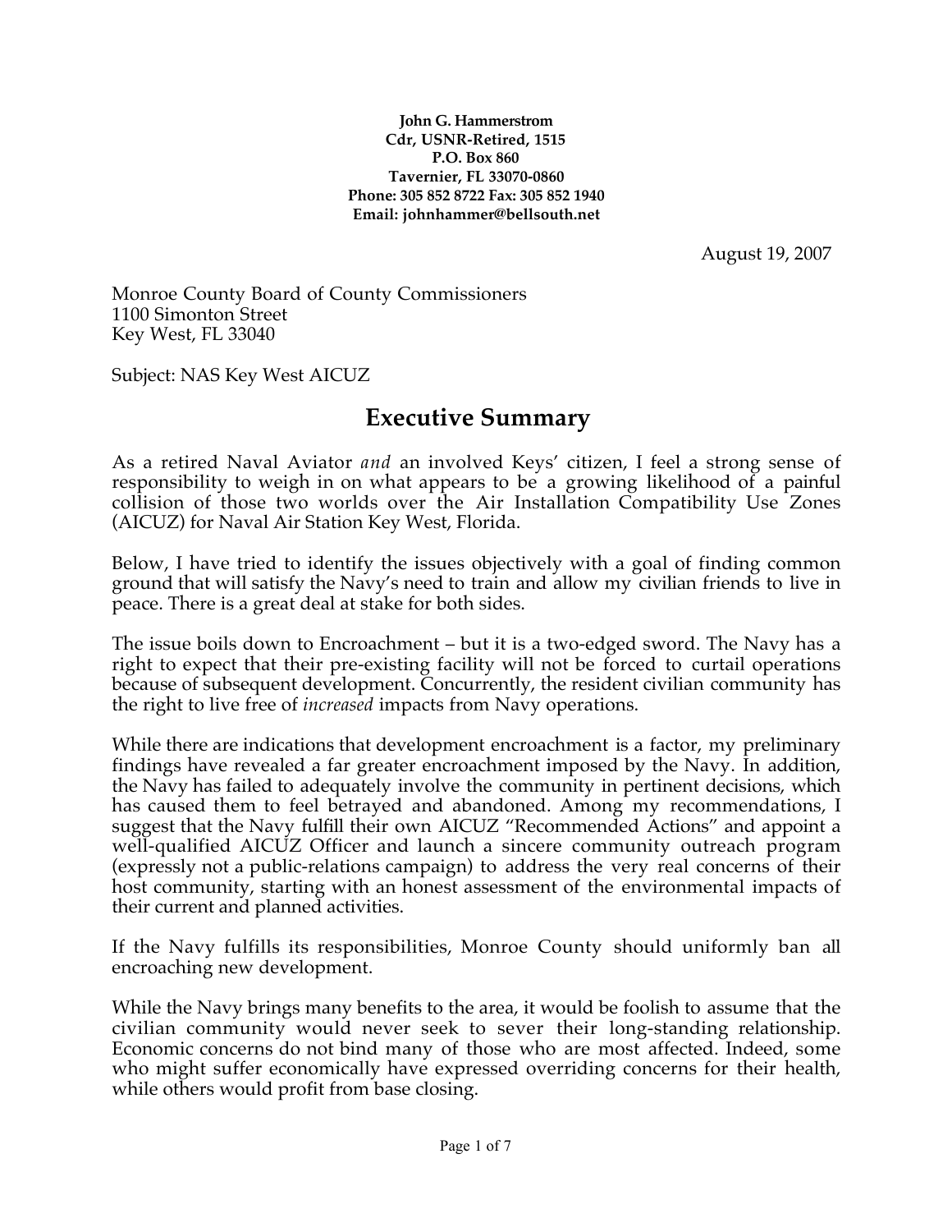**John G. Hammerstrom**
**Cdr, USNR-Retired, 1515**
**P.O. Box 860**
**Tavernier, FL 33070-0860**
**Phone: 305 852 8722 Fax: 305 852 1940**
**Email: johnhammer@bellsouth.net**

August 19, 2007

Monroe County Board of County Commissioners
1100 Simonton Street
Key West, FL 33040

Subject: NAS Key West AICUZ

# Executive Summary

As a retired Naval Aviator *and* an involved Keys' citizen, I feel a strong sense of responsibility to weigh in on what appears to be a growing likelihood of a painful collision of those two worlds over the Air Installation Compatibility Use Zones (AICUZ) for Naval Air Station Key West, Florida.

Below, I have tried to identify the issues objectively with a goal of finding common ground that will satisfy the Navy's need to train and allow my civilian friends to live in peace. There is a great deal at stake for both sides.

The issue boils down to Encroachment – but it is a two-edged sword. The Navy has a right to expect that their pre-existing facility will not be forced to curtail operations because of subsequent development. Concurrently, the resident civilian community has the right to live free of *increased* impacts from Navy operations.

While there are indications that development encroachment is a factor, my preliminary findings have revealed a far greater encroachment imposed by the Navy. In addition, the Navy has failed to adequately involve the community in pertinent decisions, which has caused them to feel betrayed and abandoned. Among my recommendations, I suggest that the Navy fulfill their own AICUZ "Recommended Actions" and appoint a well-qualified AICUZ Officer and launch a sincere community outreach program (expressly not a public-relations campaign) to address the very real concerns of their host community, starting with an honest assessment of the environmental impacts of their current and planned activities.

If the Navy fulfills its responsibilities, Monroe County should uniformly ban all encroaching new development.

While the Navy brings many benefits to the area, it would be foolish to assume that the civilian community would never seek to sever their long-standing relationship. Economic concerns do not bind many of those who are most affected. Indeed, some who might suffer economically have expressed overriding concerns for their health, while others would profit from base closing.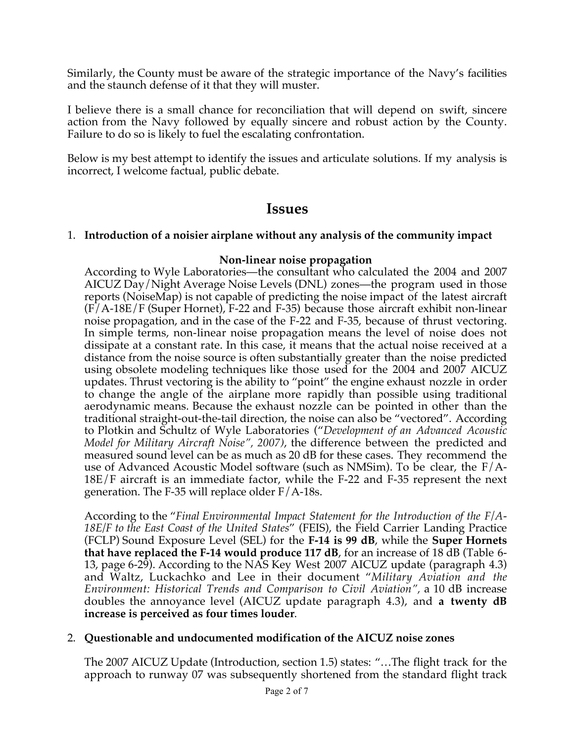Similarly, the County must be aware of the strategic importance of the Navy's facilities and the staunch defense of it that they will muster.

I believe there is a small chance for reconciliation that will depend on swift, sincere action from the Navy followed by equally sincere and robust action by the County. Failure to do so is likely to fuel the escalating confrontation.

Below is my best attempt to identify the issues and articulate solutions. If my analysis is incorrect, I welcome factual, public debate.

## Issues

1. **Introduction of a noisier airplane without any analysis of the community impact**

   **Non-linear noise propagation**

   According to Wyle Laboratories—the consultant who calculated the 2004 and 2007 AICUZ Day/Night Average Noise Levels (DNL) zones—the program used in those reports (NoiseMap) is not capable of predicting the noise impact of the latest aircraft (F/A-18E/F (Super Hornet), F-22 and F-35) because those aircraft exhibit non-linear noise propagation, and in the case of the F-22 and F-35, because of thrust vectoring. In simple terms, non-linear noise propagation means the level of noise does not dissipate at a constant rate. In this case, it means that the actual noise received at a distance from the noise source is often substantially greater than the noise predicted using obsolete modeling techniques like those used for the 2004 and 2007 AICUZ updates. Thrust vectoring is the ability to "point" the engine exhaust nozzle in order to change the angle of the airplane more rapidly than possible using traditional aerodynamic means. Because the exhaust nozzle can be pointed in other than the traditional straight-out-the-tail direction, the noise can also be "vectored". According to Plotkin and Schultz of Wyle Laboratories ("*Development of an Advanced Acoustic Model for Military Aircraft Noise", 2007)*, the difference between the predicted and measured sound level can be as much as 20 dB for these cases. They recommend the use of Advanced Acoustic Model software (such as NMSim). To be clear, the F/A-18E/F aircraft is an immediate factor, while the F-22 and F-35 represent the next generation. The F-35 will replace older F/A-18s.

   According to the "*Final Environmental Impact Statement for the Introduction of the F/A-18E/F to the East Coast of the United States*" (FEIS), the Field Carrier Landing Practice (FCLP) Sound Exposure Level (SEL) for the **F-14 is 99 dB**, while the **Super Hornets that have replaced the F-14 would produce 117 dB**, for an increase of 18 dB (Table 6-13, page 6-29). According to the NAS Key West 2007 AICUZ update (paragraph 4.3) and Waltz, Luckachko and Lee in their document "*Military Aviation and the Environment: Historical Trends and Comparison to Civil Aviation"*, a 10 dB increase doubles the annoyance level (AICUZ update paragraph 4.3), and **a twenty dB increase is perceived as four times louder**.

2. **Questionable and undocumented modification of the AICUZ noise zones**

   The 2007 AICUZ Update (Introduction, section 1.5) states: "…The flight track for the approach to runway 07 was subsequently shortened from the standard flight track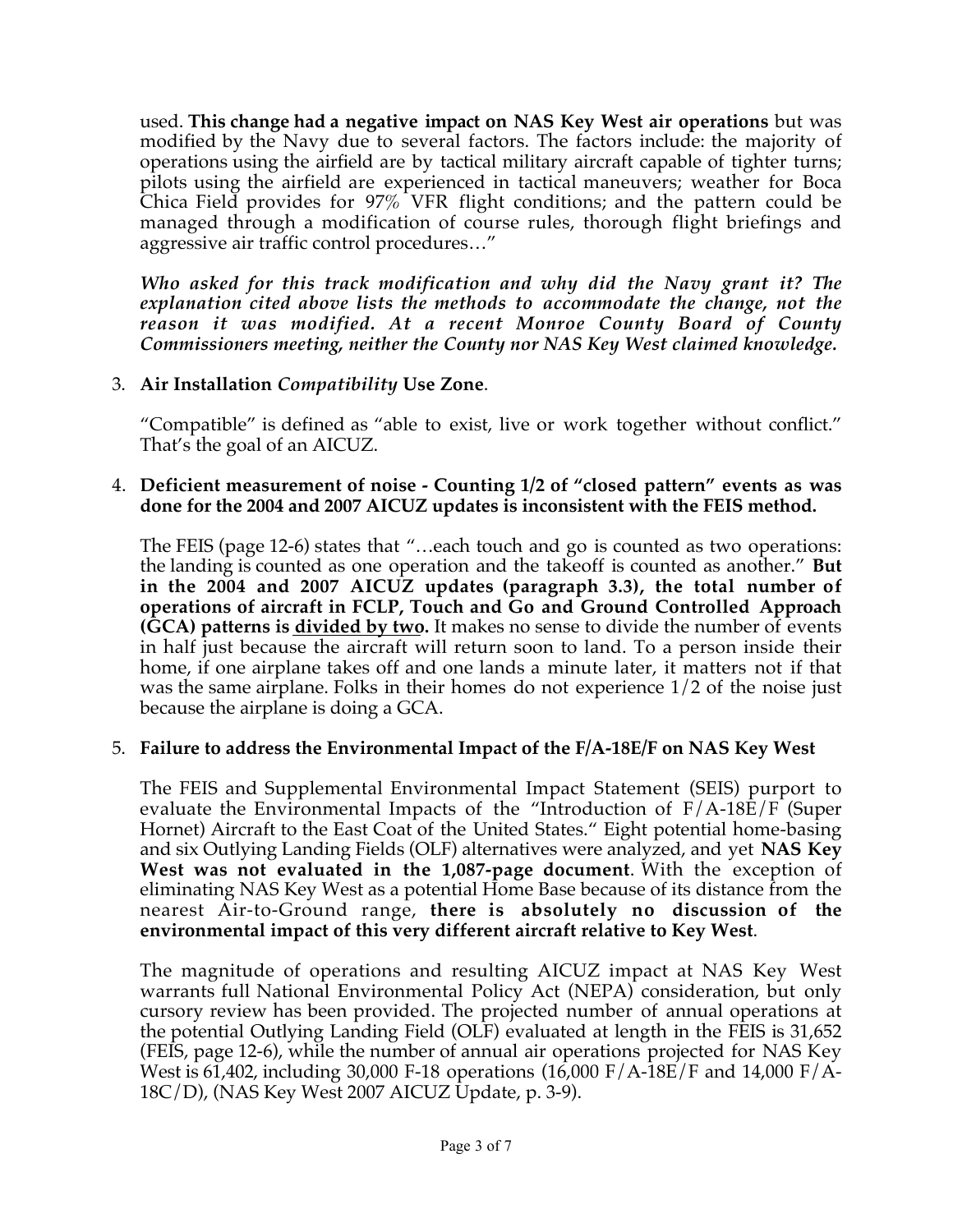used. **This change had a negative impact on NAS Key West air operations** but was modified by the Navy due to several factors. The factors include: the majority of operations using the airfield are by tactical military aircraft capable of tighter turns; pilots using the airfield are experienced in tactical maneuvers; weather for Boca Chica Field provides for 97% VFR flight conditions; and the pattern could be managed through a modification of course rules, thorough flight briefings and aggressive air traffic control procedures…"

***Who asked for this track modification and why did the Navy grant it? The explanation cited above lists the methods to accommodate the change, not the reason it was modified. At a recent Monroe County Board of County Commissioners meeting, neither the County nor NAS Key West claimed knowledge.***

3. **Air Installation *Compatibility* Use Zone**.

   "Compatible" is defined as "able to exist, live or work together without conflict." That's the goal of an AICUZ.

4. **Deficient measurement of noise - Counting 1/2 of "closed pattern" events as was done for the 2004 and 2007 AICUZ updates is inconsistent with the FEIS method.**

   The FEIS (page 12-6) states that "…each touch and go is counted as two operations: the landing is counted as one operation and the takeoff is counted as another." **But in the 2004 and 2007 AICUZ updates (paragraph 3.3), the total number of operations of aircraft in FCLP, Touch and Go and Ground Controlled Approach (GCA) patterns is <u>divided by two</u>.** It makes no sense to divide the number of events in half just because the aircraft will return soon to land. To a person inside their home, if one airplane takes off and one lands a minute later, it matters not if that was the same airplane. Folks in their homes do not experience 1/2 of the noise just because the airplane is doing a GCA.

5. **Failure to address the Environmental Impact of the F/A-18E/F on NAS Key West**

   The FEIS and Supplemental Environmental Impact Statement (SEIS) purport to evaluate the Environmental Impacts of the "Introduction of F/A-18E/F (Super Hornet) Aircraft to the East Coat of the United States." Eight potential home-basing and six Outlying Landing Fields (OLF) alternatives were analyzed, and yet **NAS Key West was not evaluated in the 1,087-page document**. With the exception of eliminating NAS Key West as a potential Home Base because of its distance from the nearest Air-to-Ground range, **there is absolutely no discussion of the environmental impact of this very different aircraft relative to Key West**.

   The magnitude of operations and resulting AICUZ impact at NAS Key West warrants full National Environmental Policy Act (NEPA) consideration, but only cursory review has been provided. The projected number of annual operations at the potential Outlying Landing Field (OLF) evaluated at length in the FEIS is 31,652 (FEIS, page 12-6), while the number of annual air operations projected for NAS Key West is 61,402, including 30,000 F-18 operations (16,000 F/A-18E/F and 14,000 F/A-18C/D), (NAS Key West 2007 AICUZ Update, p. 3-9).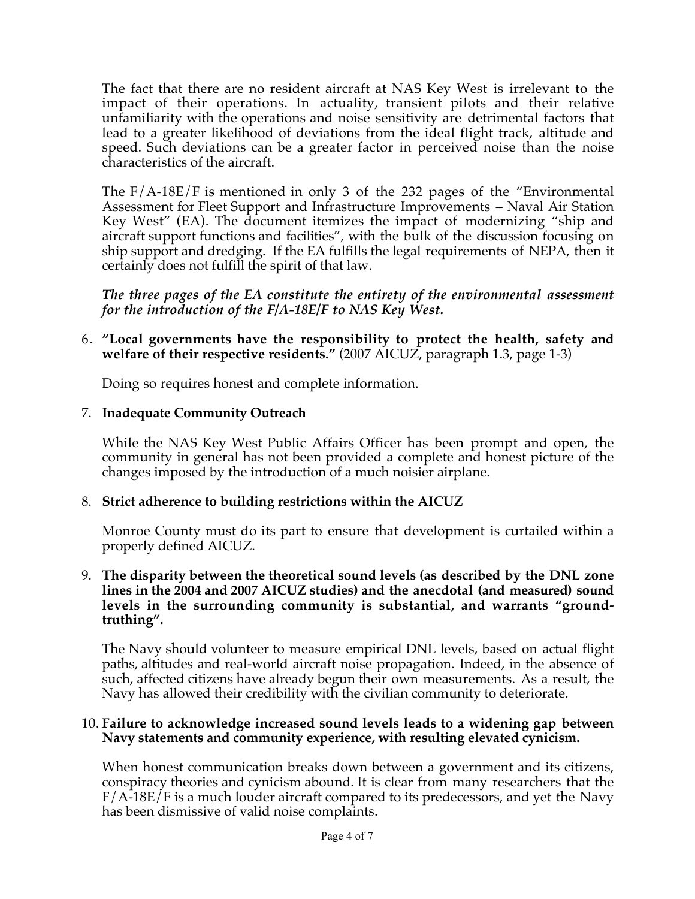The fact that there are no resident aircraft at NAS Key West is irrelevant to the impact of their operations. In actuality, transient pilots and their relative unfamiliarity with the operations and noise sensitivity are detrimental factors that lead to a greater likelihood of deviations from the ideal flight track, altitude and speed. Such deviations can be a greater factor in perceived noise than the noise characteristics of the aircraft.

The F/A-18E/F is mentioned in only 3 of the 232 pages of the "Environmental Assessment for Fleet Support and Infrastructure Improvements – Naval Air Station Key West" (EA). The document itemizes the impact of modernizing "ship and aircraft support functions and facilities", with the bulk of the discussion focusing on ship support and dredging. If the EA fulfills the legal requirements of NEPA, then it certainly does not fulfill the spirit of that law.

***The three pages of the EA constitute the entirety of the environmental assessment for the introduction of the F/A-18E/F to NAS Key West.***

6. **"Local governments have the responsibility to protect the health, safety and welfare of their respective residents."** (2007 AICUZ, paragraph 1.3, page 1-3)

   Doing so requires honest and complete information.

7. **Inadequate Community Outreach**

   While the NAS Key West Public Affairs Officer has been prompt and open, the community in general has not been provided a complete and honest picture of the changes imposed by the introduction of a much noisier airplane.

8. **Strict adherence to building restrictions within the AICUZ**

   Monroe County must do its part to ensure that development is curtailed within a properly defined AICUZ.

9. **The disparity between the theoretical sound levels (as described by the DNL zone lines in the 2004 and 2007 AICUZ studies) and the anecdotal (and measured) sound levels in the surrounding community is substantial, and warrants "ground-truthing".**

   The Navy should volunteer to measure empirical DNL levels, based on actual flight paths, altitudes and real-world aircraft noise propagation. Indeed, in the absence of such, affected citizens have already begun their own measurements. As a result, the Navy has allowed their credibility with the civilian community to deteriorate.

10. **Failure to acknowledge increased sound levels leads to a widening gap between Navy statements and community experience, with resulting elevated cynicism.**

    When honest communication breaks down between a government and its citizens, conspiracy theories and cynicism abound. It is clear from many researchers that the F/A-18E/F is a much louder aircraft compared to its predecessors, and yet the Navy has been dismissive of valid noise complaints.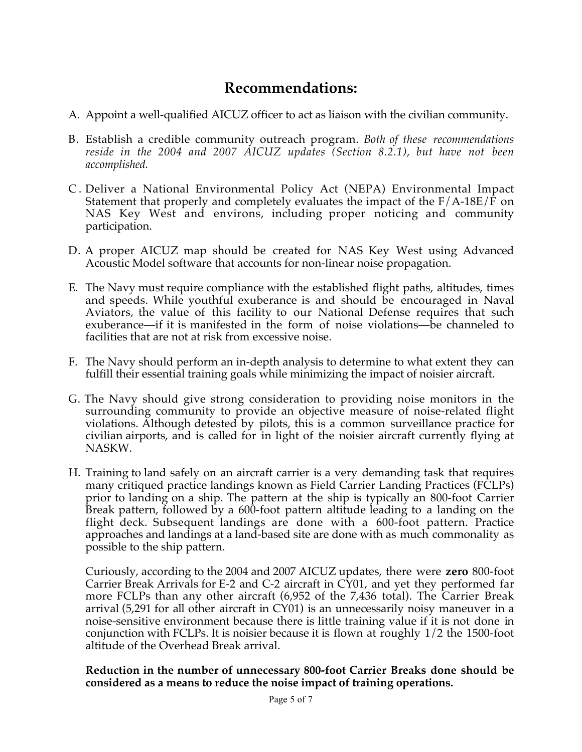## Recommendations:

A. Appoint a well-qualified AICUZ officer to act as liaison with the civilian community.

B. Establish a credible community outreach program. *Both of these recommendations reside in the 2004 and 2007 AICUZ updates (Section 8.2.1), but have not been accomplished.*

C. Deliver a National Environmental Policy Act (NEPA) Environmental Impact Statement that properly and completely evaluates the impact of the F/A-18E/F on NAS Key West and environs, including proper noticing and community participation.

D. A proper AICUZ map should be created for NAS Key West using Advanced Acoustic Model software that accounts for non-linear noise propagation.

E. The Navy must require compliance with the established flight paths, altitudes, times and speeds. While youthful exuberance is and should be encouraged in Naval Aviators, the value of this facility to our National Defense requires that such exuberance—if it is manifested in the form of noise violations—be channeled to facilities that are not at risk from excessive noise.

F. The Navy should perform an in-depth analysis to determine to what extent they can fulfill their essential training goals while minimizing the impact of noisier aircraft.

G. The Navy should give strong consideration to providing noise monitors in the surrounding community to provide an objective measure of noise-related flight violations. Although detested by pilots, this is a common surveillance practice for civilian airports, and is called for in light of the noisier aircraft currently flying at NASKW.

H. Training to land safely on an aircraft carrier is a very demanding task that requires many critiqued practice landings known as Field Carrier Landing Practices (FCLPs) prior to landing on a ship. The pattern at the ship is typically an 800-foot Carrier Break pattern, followed by a 600-foot pattern altitude leading to a landing on the flight deck. Subsequent landings are done with a 600-foot pattern. Practice approaches and landings at a land-based site are done with as much commonality as possible to the ship pattern.

   Curiously, according to the 2004 and 2007 AICUZ updates, there were **zero** 800-foot Carrier Break Arrivals for E-2 and C-2 aircraft in CY01, and yet they performed far more FCLPs than any other aircraft (6,952 of the 7,436 total). The Carrier Break arrival (5,291 for all other aircraft in CY01) is an unnecessarily noisy maneuver in a noise-sensitive environment because there is little training value if it is not done in conjunction with FCLPs. It is noisier because it is flown at roughly 1/2 the 1500-foot altitude of the Overhead Break arrival.

   **Reduction in the number of unnecessary 800-foot Carrier Breaks done should be considered as a means to reduce the noise impact of training operations.**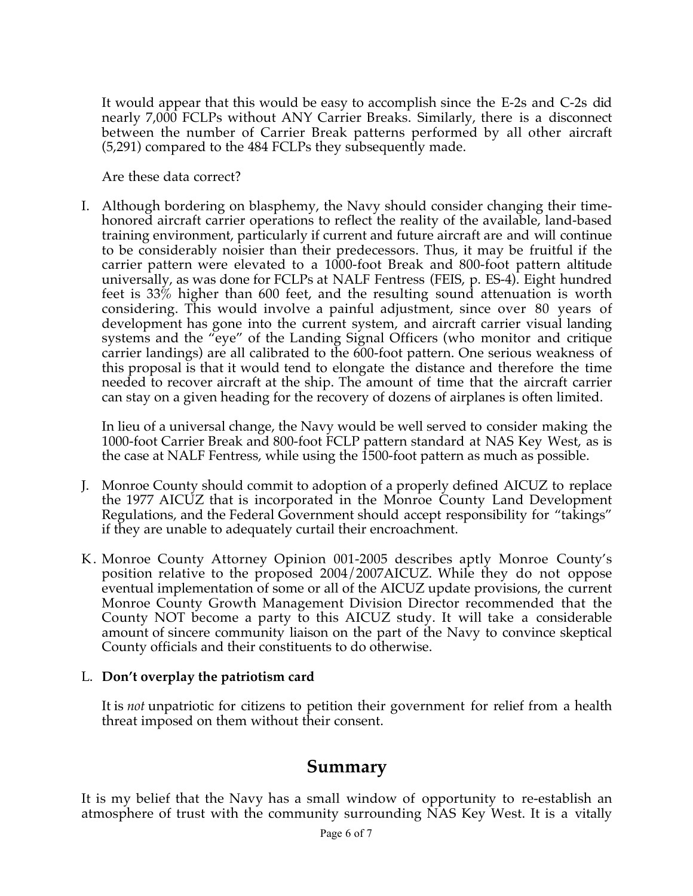It would appear that this would be easy to accomplish since the E-2s and C-2s did nearly 7,000 FCLPs without ANY Carrier Breaks. Similarly, there is a disconnect between the number of Carrier Break patterns performed by all other aircraft (5,291) compared to the 484 FCLPs they subsequently made.

Are these data correct?

I. Although bordering on blasphemy, the Navy should consider changing their time-honored aircraft carrier operations to reflect the reality of the available, land-based training environment, particularly if current and future aircraft are and will continue to be considerably noisier than their predecessors. Thus, it may be fruitful if the carrier pattern were elevated to a 1000-foot Break and 800-foot pattern altitude universally, as was done for FCLPs at NALF Fentress (FEIS, p. ES-4). Eight hundred feet is 33% higher than 600 feet, and the resulting sound attenuation is worth considering. This would involve a painful adjustment, since over 80 years of development has gone into the current system, and aircraft carrier visual landing systems and the "eye" of the Landing Signal Officers (who monitor and critique carrier landings) are all calibrated to the 600-foot pattern. One serious weakness of this proposal is that it would tend to elongate the distance and therefore the time needed to recover aircraft at the ship. The amount of time that the aircraft carrier can stay on a given heading for the recovery of dozens of airplanes is often limited.

   In lieu of a universal change, the Navy would be well served to consider making the 1000-foot Carrier Break and 800-foot FCLP pattern standard at NAS Key West, as is the case at NALF Fentress, while using the 1500-foot pattern as much as possible.

J. Monroe County should commit to adoption of a properly defined AICUZ to replace the 1977 AICUZ that is incorporated in the Monroe County Land Development Regulations, and the Federal Government should accept responsibility for "takings" if they are unable to adequately curtail their encroachment.

K. Monroe County Attorney Opinion 001-2005 describes aptly Monroe County's position relative to the proposed 2004/2007AICUZ. While they do not oppose eventual implementation of some or all of the AICUZ update provisions, the current Monroe County Growth Management Division Director recommended that the County NOT become a party to this AICUZ study. It will take a considerable amount of sincere community liaison on the part of the Navy to convince skeptical County officials and their constituents to do otherwise.

L. **Don't overplay the patriotism card**

   It is *not* unpatriotic for citizens to petition their government for relief from a health threat imposed on them without their consent.

## Summary

It is my belief that the Navy has a small window of opportunity to re-establish an atmosphere of trust with the community surrounding NAS Key West. It is a vitally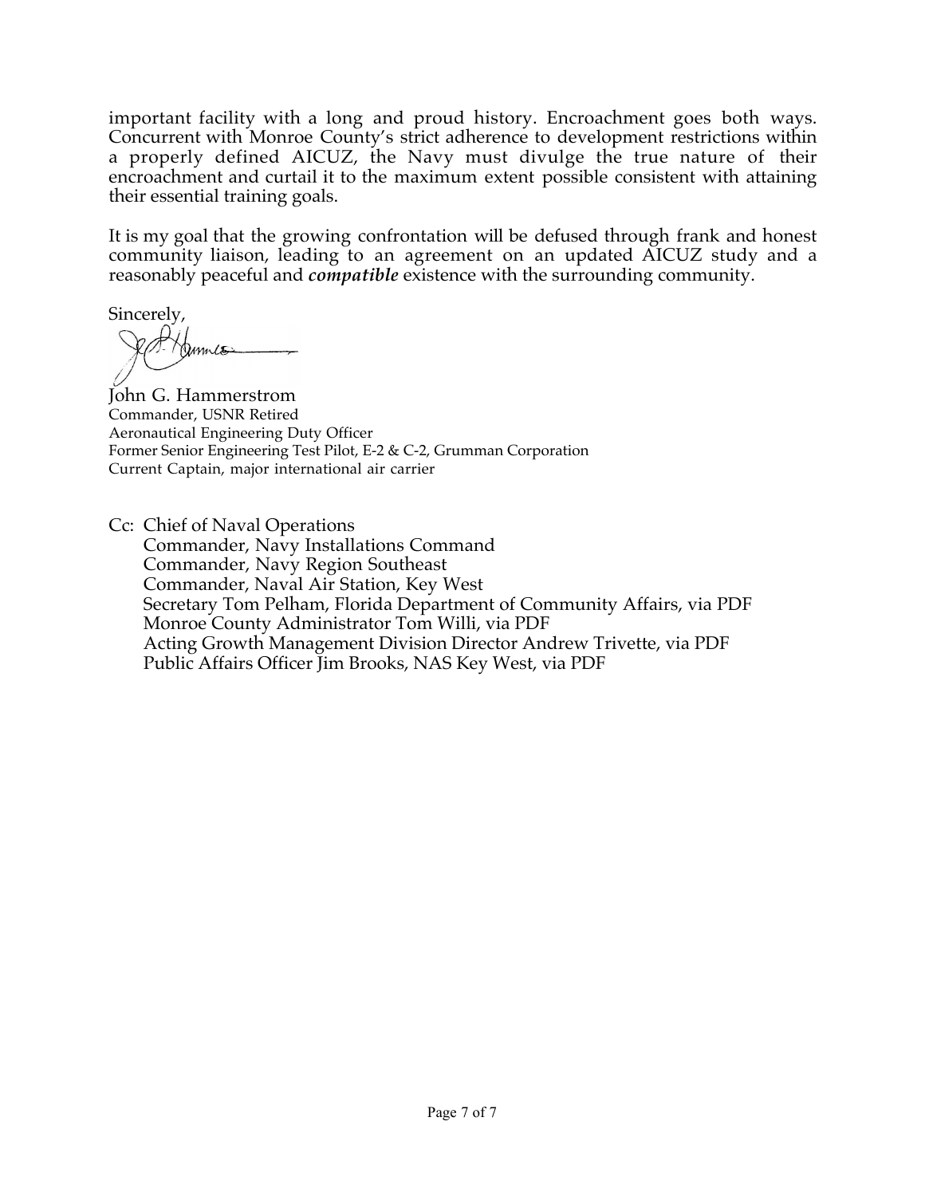important facility with a long and proud history. Encroachment goes both ways. Concurrent with Monroe County's strict adherence to development restrictions within a properly defined AICUZ, the Navy must divulge the true nature of their encroachment and curtail it to the maximum extent possible consistent with attaining their essential training goals.

It is my goal that the growing confrontation will be defused through frank and honest community liaison, leading to an agreement on an updated AICUZ study and a reasonably peaceful and ***compatible*** existence with the surrounding community.

Sincerely,

John G. Hammerstrom
Commander, USNR Retired
Aeronautical Engineering Duty Officer
Former Senior Engineering Test Pilot, E-2 & C-2, Grumman Corporation
Current Captain, major international air carrier

Cc: Chief of Naval Operations
Commander, Navy Installations Command
Commander, Navy Region Southeast
Commander, Naval Air Station, Key West
Secretary Tom Pelham, Florida Department of Community Affairs, via PDF
Monroe County Administrator Tom Willi, via PDF
Acting Growth Management Division Director Andrew Trivette, via PDF
Public Affairs Officer Jim Brooks, NAS Key West, via PDF